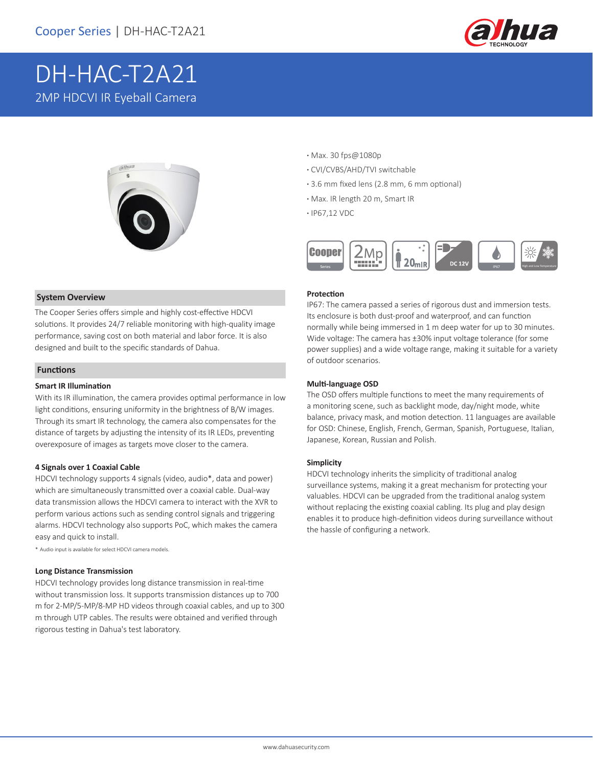Cooper Series | DH-HAC-T2A21

# DH-HAC-T2A21

2MP HDCVI IR Eyeball Camera

- Max. 30 fps@1080p
- CVI/CVBS/AHD/TVI switchable
- 3.6 mm fixed lens (2.8 mm, 6 mm optional)
- Max. IR length 20 m, Smart IR
- IP67,12 VDC

## System Overview

The Cooper Series offers simple and highly cost-effective HDCVI solutions. It provides 24/7 reliable monitoring with high-quality image performance, saving cost on both material and labor force. It is also designed and built to the specific standards of Dahua.

## Functions

### Smart IR Illumination

With its IR illumination, the camera provides optimal performance in low light conditions, ensuring uniformity in the brightness of B/W images. Through its smart IR technology, the camera also compensates for the distance of targets by adjusting the intensity of its IR LEDs, preventing overexposure of images as targets move closer to the camera.

### 4 Signals over 1 Coaxial Cable

HDCVI technology supports 4 signals (video, audio*, data and power) which are simultaneously transmitted over a coaxial cable. Dual-way data transmission allows the HDCVI camera to interact with the XVR to perform various actions such as sending control signals and triggering alarms. HDCVI technology also supports PoC, which makes the camera easy and quick to install.

* Audio input is available for select HDCVI camera models.

### Long Distance Transmission

HDCVI technology provides long distance transmission in real-time without transmission loss. It supports transmission distances up to 700 m for 2-MP/5-MP/8-MP HD videos through coaxial cables, and up to 300 m through UTP cables. The results were obtained and verified through rigorous testing in Dahua's test laboratory.

### Protection

IP67: The camera passed a series of rigorous dust and immersion tests. Its enclosure is both dust-proof and waterproof, and can function normally while being immersed in 1 m deep water for up to 30 minutes.
Wide voltage: The camera has ±30% input voltage tolerance (for some power supplies) and a wide voltage range, making it suitable for a variety of outdoor scenarios.

### Multi-language OSD

The OSD offers multiple functions to meet the many requirements of a monitoring scene, such as backlight mode, day/night mode, white balance, privacy mask, and motion detection. 11 languages are available for OSD: Chinese, English, French, German, Spanish, Portuguese, Italian, Japanese, Korean, Russian and Polish.

### Simplicity

HDCVI technology inherits the simplicity of traditional analog surveillance systems, making it a great mechanism for protecting your valuables. HDCVI can be upgraded from the traditional analog system without replacing the existing coaxial cabling. Its plug and play design enables it to produce high-definition videos during surveillance without the hassle of configuring a network.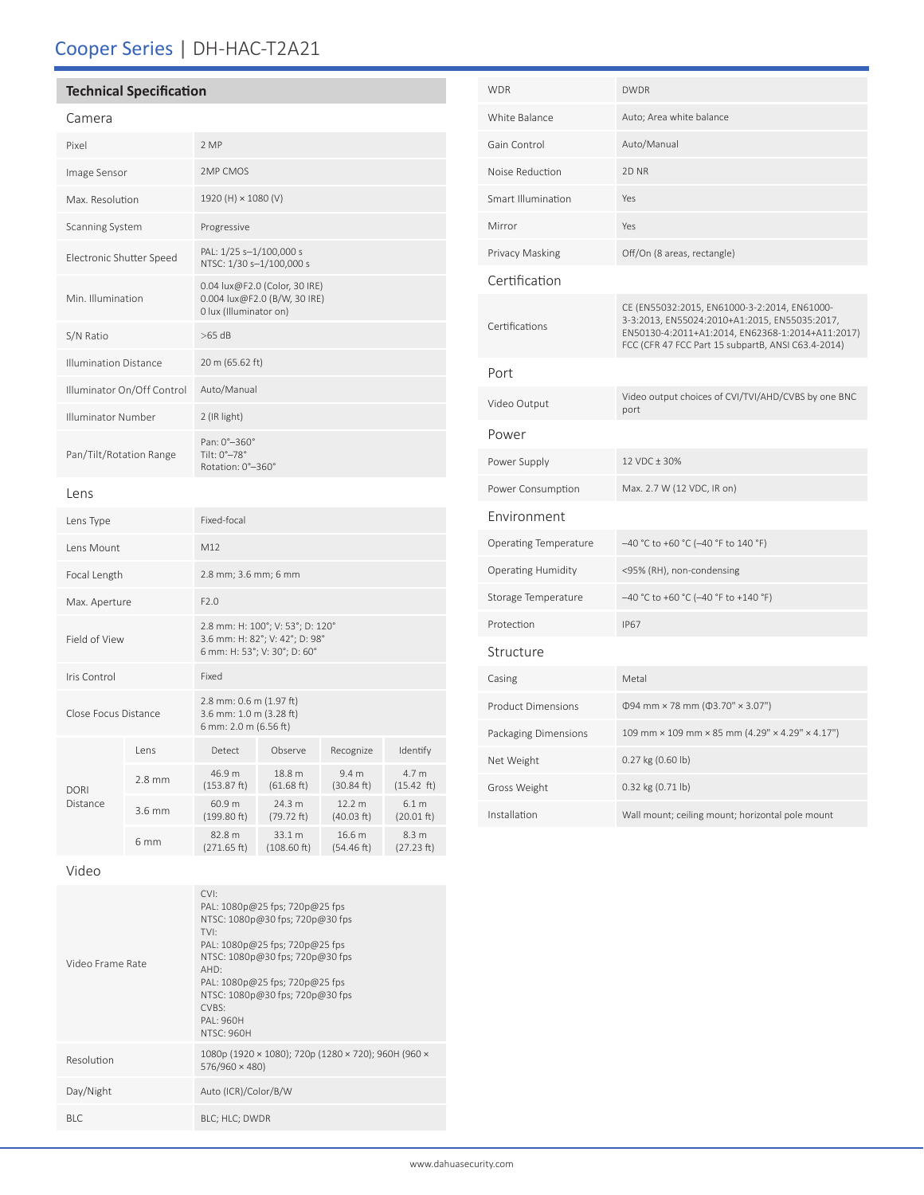# Cooper Series | DH-HAC-T2A21

## Technical Specification

### Camera

| | |
|---|---|
| Pixel | 2 MP |
| Image Sensor | 2MP CMOS |
| Max. Resolution | 1920 (H) × 1080 (V) |
| Scanning System | Progressive |
| Electronic Shutter Speed | PAL: 1/25 s–1/100,000 s<br>NTSC: 1/30 s–1/100,000 s |
| Min. Illumination | 0.04 lux@F2.0 (Color, 30 IRE)<br>0.004 lux@F2.0 (B/W, 30 IRE)<br>0 lux (Illuminator on) |
| S/N Ratio | >65 dB |
| Illumination Distance | 20 m (65.62 ft) |
| Illuminator On/Off Control | Auto/Manual |
| Illuminator Number | 2 (IR light) |
| Pan/Tilt/Rotation Range | Pan: 0°–360°<br>Tilt: 0°–78°<br>Rotation: 0°–360° |

### Lens

| | |
|---|---|
| Lens Type | Fixed-focal |
| Lens Mount | M12 |
| Focal Length | 2.8 mm; 3.6 mm; 6 mm |
| Max. Aperture | F2.0 |
| Field of View | 2.8 mm: H: 100°; V: 53°; D: 120°<br>3.6 mm: H: 82°; V: 42°; D: 98°<br>6 mm: H: 53°; V: 30°; D: 60° |
| Iris Control | Fixed |
| Close Focus Distance | 2.8 mm: 0.6 m (1.97 ft)<br>3.6 mm: 1.0 m (3.28 ft)<br>6 mm: 2.0 m (6.56 ft) |

| DORI Distance | Lens | Detect | Observe | Recognize | Identify |
|---|---|---|---|---|---|
| | 2.8 mm | 46.9 m (153.87 ft) | 18.8 m (61.68 ft) | 9.4 m (30.84 ft) | 4.7 m (15.42 ft) |
| | 3.6 mm | 60.9 m (199.80 ft) | 24.3 m (79.72 ft) | 12.2 m (40.03 ft) | 6.1 m (20.01 ft) |
| | 6 mm | 82.8 m (271.65 ft) | 33.1 m (108.60 ft) | 16.6 m (54.46 ft) | 8.3 m (27.23 ft) |

### Video

| | |
|---|---|
| Video Frame Rate | CVI:<br>PAL: 1080p@25 fps; 720p@25 fps<br>NTSC: 1080p@30 fps; 720p@30 fps<br>TVI:<br>PAL: 1080p@25 fps; 720p@25 fps<br>NTSC: 1080p@30 fps; 720p@30 fps<br>AHD:<br>PAL: 1080p@25 fps; 720p@25 fps<br>NTSC: 1080p@30 fps; 720p@30 fps<br>CVBS:<br>PAL: 960H<br>NTSC: 960H |
| Resolution | 1080p (1920 × 1080); 720p (1280 × 720); 960H (960 × 576/960 × 480) |
| Day/Night | Auto (ICR)/Color/B/W |
| BLC | BLC; HLC; DWDR |
| WDR | DWDR |
| White Balance | Auto; Area white balance |
| Gain Control | Auto/Manual |
| Noise Reduction | 2D NR |
| Smart Illumination | Yes |
| Mirror | Yes |
| Privacy Masking | Off/On (8 areas, rectangle) |

### Certification

| | |
|---|---|
| Certifications | CE (EN55032:2015, EN61000-3-2:2014, EN61000-3-3:2013, EN55024:2010+A1:2015, EN55035:2017, EN50130-4:2011+A1:2014, EN62368-1:2014+A11:2017)<br>FCC (CFR 47 FCC Part 15 subpartB, ANSI C63.4-2014) |

### Port

| | |
|---|---|
| Video Output | Video output choices of CVI/TVI/AHD/CVBS by one BNC port |

### Power

| | |
|---|---|
| Power Supply | 12 VDC ± 30% |
| Power Consumption | Max. 2.7 W (12 VDC, IR on) |

### Environment

| | |
|---|---|
| Operating Temperature | –40 °C to +60 °C (–40 °F to 140 °F) |
| Operating Humidity | <95% (RH), non-condensing |
| Storage Temperature | –40 °C to +60 °C (–40 °F to +140 °F) |
| Protection | IP67 |

### Structure

| | |
|---|---|
| Casing | Metal |
| Product Dimensions | Φ94 mm × 78 mm (Φ3.70" × 3.07") |
| Packaging Dimensions | 109 mm × 109 mm × 85 mm (4.29" × 4.29" × 4.17") |
| Net Weight | 0.27 kg (0.60 lb) |
| Gross Weight | 0.32 kg (0.71 lb) |
| Installation | Wall mount; ceiling mount; horizontal pole mount |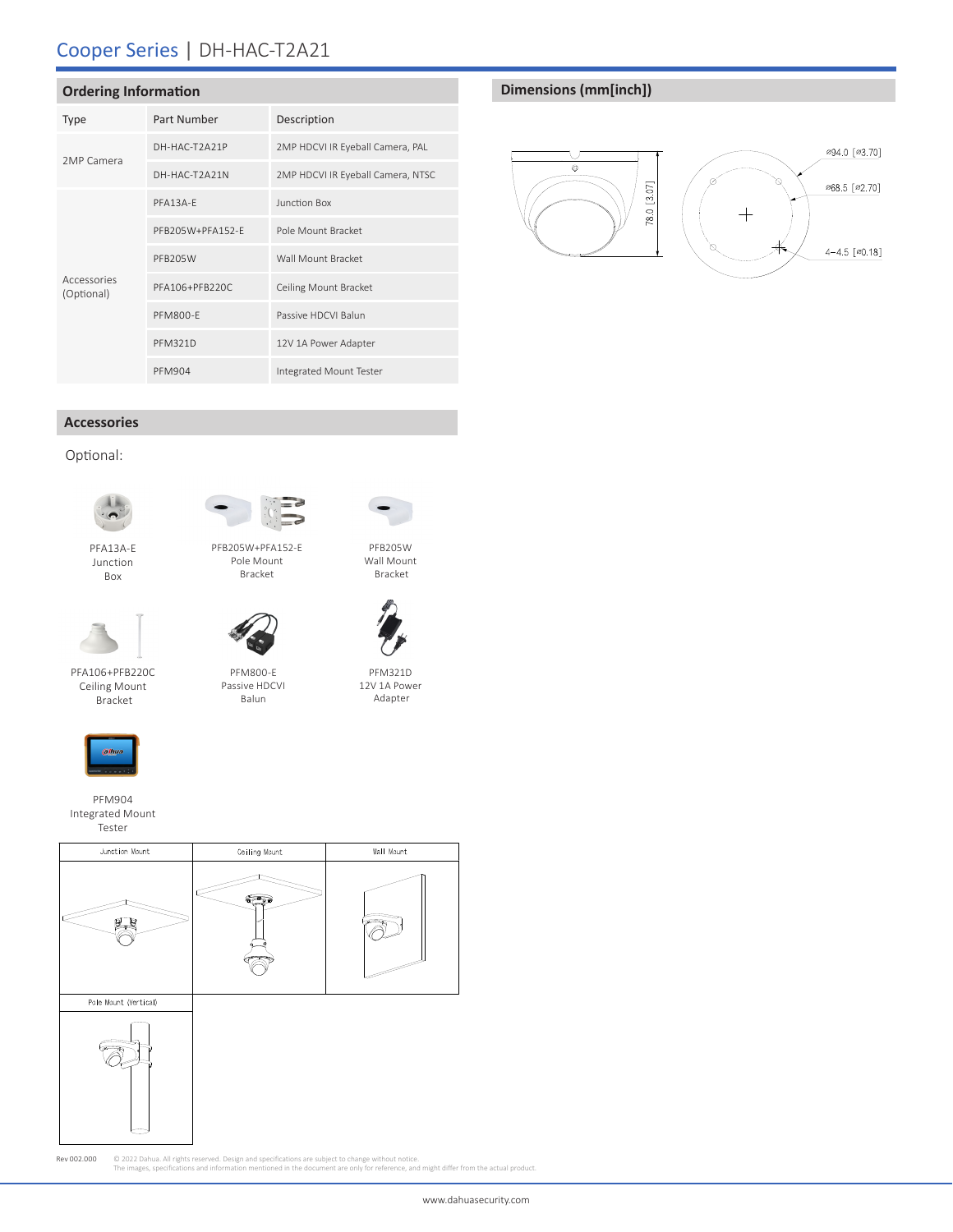## Ordering Information

| Type | Part Number | Description |
|---|---|---|
| 2MP Camera | DH-HAC-T2A21P | 2MP HDCVI IR Eyeball Camera, PAL |
| | DH-HAC-T2A21N | 2MP HDCVI IR Eyeball Camera, NTSC |
| Accessories (Optional) | PFA13A-E | Junction Box |
| | PFB205W+PFA152-E | Pole Mount Bracket |
| | PFB205W | Wall Mount Bracket |
| | PFA106+PFB220C | Ceiling Mount Bracket |
| | PFM800-E | Passive HDCVI Balun |
| | PFM321D | 12V 1A Power Adapter |
| | PFM904 | Integrated Mount Tester |

## Dimensions (mm[inch])

78.0 [3.07]

ø94.0 [ø3.70]

ø68.5 [ø2.70]

4–4.5 [ø0.18]

## Accessories

Optional:

PFA13A-E
Junction Box

PFB205W+PFA152-E
Pole Mount Bracket

PFB205W
Wall Mount Bracket

PFA106+PFB220C
Ceiling Mount Bracket

PFM800-E
Passive HDCVI Balun

PFM321D
12V 1A Power Adapter

PFM904
Integrated Mount Tester

Junction Mount

Ceiling Mount

Wall Mount

Pole Mount (Vertical)

Rev 002.000 © 2022 Dahua. All rights reserved. Design and specifications are subject to change without notice.
The images, specifications and information mentioned in the document are only for reference, and might differ from the actual product.

www.dahuasecurity.com